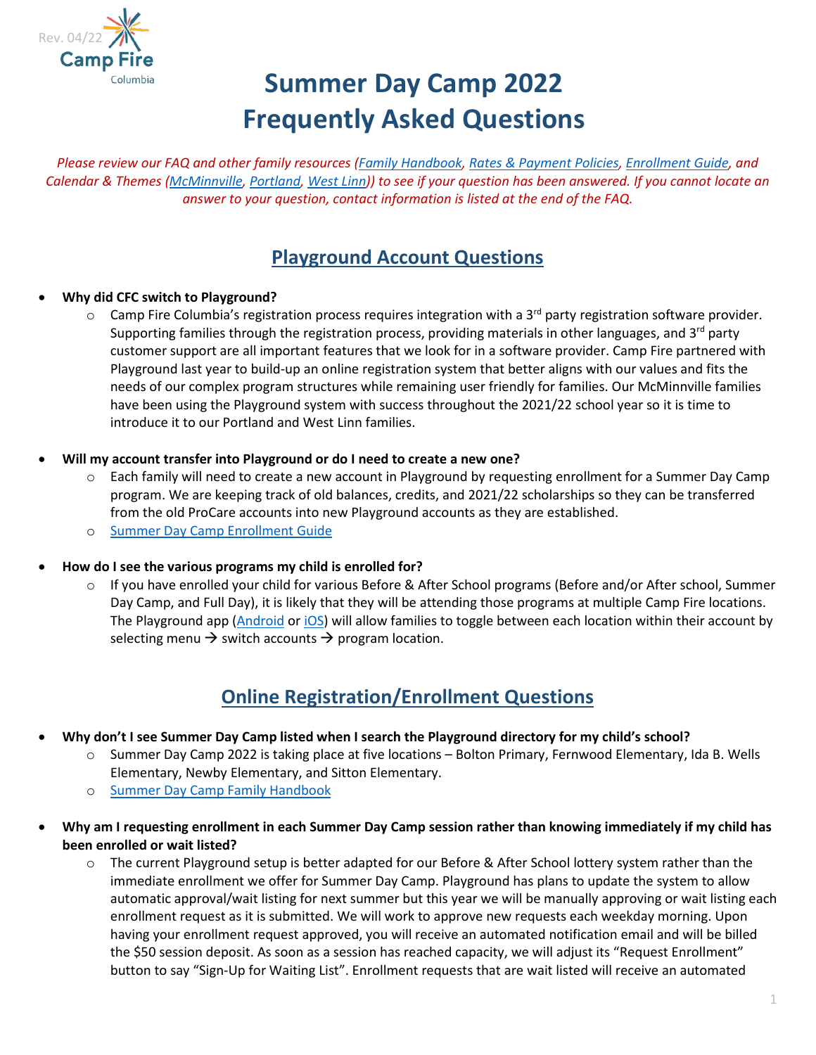Rev. 04/22

Camp Fire Columbia

# Summer Day Camp 2022
# Frequently Asked Questions

*Please review our FAQ and other family resources (Family Handbook, Rates & Payment Policies, Enrollment Guide, and Calendar & Themes (McMinnville, Portland, West Linn)) to see if your question has been answered. If you cannot locate an answer to your question, contact information is listed at the end of the FAQ.*

## Playground Account Questions

- **Why did CFC switch to Playground?**
  - Camp Fire Columbia's registration process requires integration with a 3rd party registration software provider. Supporting families through the registration process, providing materials in other languages, and 3rd party customer support are all important features that we look for in a software provider. Camp Fire partnered with Playground last year to build-up an online registration system that better aligns with our values and fits the needs of our complex program structures while remaining user friendly for families. Our McMinnville families have been using the Playground system with success throughout the 2021/22 school year so it is time to introduce it to our Portland and West Linn families.

- **Will my account transfer into Playground or do I need to create a new one?**
  - Each family will need to create a new account in Playground by requesting enrollment for a Summer Day Camp program. We are keeping track of old balances, credits, and 2021/22 scholarships so they can be transferred from the old ProCare accounts into new Playground accounts as they are established.
  - Summer Day Camp Enrollment Guide

- **How do I see the various programs my child is enrolled for?**
  - If you have enrolled your child for various Before & After School programs (Before and/or After school, Summer Day Camp, and Full Day), it is likely that they will be attending those programs at multiple Camp Fire locations. The Playground app (Android or iOS) will allow families to toggle between each location within their account by selecting menu → switch accounts → program location.

## Online Registration/Enrollment Questions

- **Why don't I see Summer Day Camp listed when I search the Playground directory for my child's school?**
  - Summer Day Camp 2022 is taking place at five locations – Bolton Primary, Fernwood Elementary, Ida B. Wells Elementary, Newby Elementary, and Sitton Elementary.
  - Summer Day Camp Family Handbook

- **Why am I requesting enrollment in each Summer Day Camp session rather than knowing immediately if my child has been enrolled or wait listed?**
  - The current Playground setup is better adapted for our Before & After School lottery system rather than the immediate enrollment we offer for Summer Day Camp. Playground has plans to update the system to allow automatic approval/wait listing for next summer but this year we will be manually approving or wait listing each enrollment request as it is submitted. We will work to approve new requests each weekday morning. Upon having your enrollment request approved, you will receive an automated notification email and will be billed the $50 session deposit. As soon as a session has reached capacity, we will adjust its "Request Enrollment" button to say "Sign-Up for Waiting List". Enrollment requests that are wait listed will receive an automated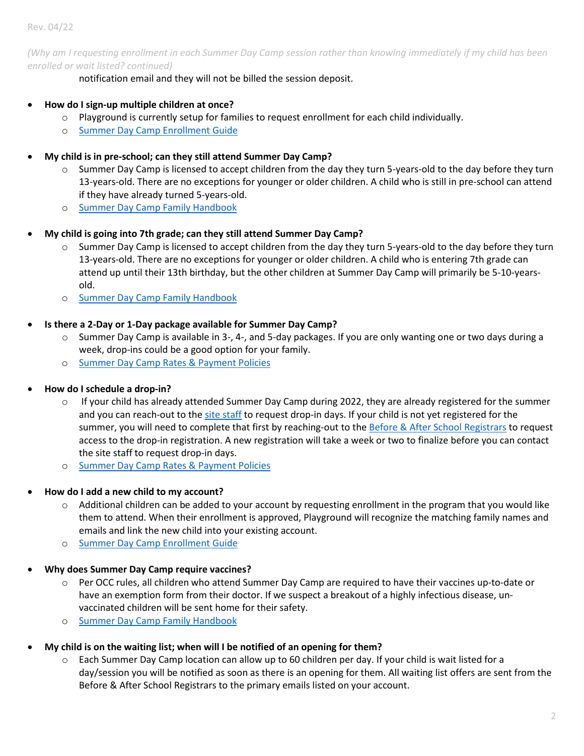*(Why am I requesting enrollment in each Summer Day Camp session rather than knowing immediately if my child has been enrolled or wait listed? continued)*

notification email and they will not be billed the session deposit.

- **How do I sign-up multiple children at once?**
    - Playground is currently setup for families to request enrollment for each child individually.
    - Summer Day Camp Enrollment Guide

- **My child is in pre-school; can they still attend Summer Day Camp?**
    - Summer Day Camp is licensed to accept children from the day they turn 5-years-old to the day before they turn 13-years-old. There are no exceptions for younger or older children. A child who is still in pre-school can attend if they have already turned 5-years-old.
    - Summer Day Camp Family Handbook

- **My child is going into 7th grade; can they still attend Summer Day Camp?**
    - Summer Day Camp is licensed to accept children from the day they turn 5-years-old to the day before they turn 13-years-old. There are no exceptions for younger or older children. A child who is entering 7th grade can attend up until their 13th birthday, but the other children at Summer Day Camp will primarily be 5-10-years-old.
    - Summer Day Camp Family Handbook

- **Is there a 2-Day or 1-Day package available for Summer Day Camp?**
    - Summer Day Camp is available in 3-, 4-, and 5-day packages. If you are only wanting one or two days during a week, drop-ins could be a good option for your family.
    - Summer Day Camp Rates & Payment Policies

- **How do I schedule a drop-in?**
    - If your child has already attended Summer Day Camp during 2022, they are already registered for the summer and you can reach-out to the site staff to request drop-in days. If your child is not yet registered for the summer, you will need to complete that first by reaching-out to the Before & After School Registrars to request access to the drop-in registration. A new registration will take a week or two to finalize before you can contact the site staff to request drop-in days.
    - Summer Day Camp Rates & Payment Policies

- **How do I add a new child to my account?**
    - Additional children can be added to your account by requesting enrollment in the program that you would like them to attend. When their enrollment is approved, Playground will recognize the matching family names and emails and link the new child into your existing account.
    - Summer Day Camp Enrollment Guide

- **Why does Summer Day Camp require vaccines?**
    - Per OCC rules, all children who attend Summer Day Camp are required to have their vaccines up-to-date or have an exemption form from their doctor. If we suspect a breakout of a highly infectious disease, un-vaccinated children will be sent home for their safety.
    - Summer Day Camp Family Handbook

- **My child is on the waiting list; when will I be notified of an opening for them?**
    - Each Summer Day Camp location can allow up to 60 children per day. If your child is wait listed for a day/session you will be notified as soon as there is an opening for them. All waiting list offers are sent from the Before & After School Registrars to the primary emails listed on your account.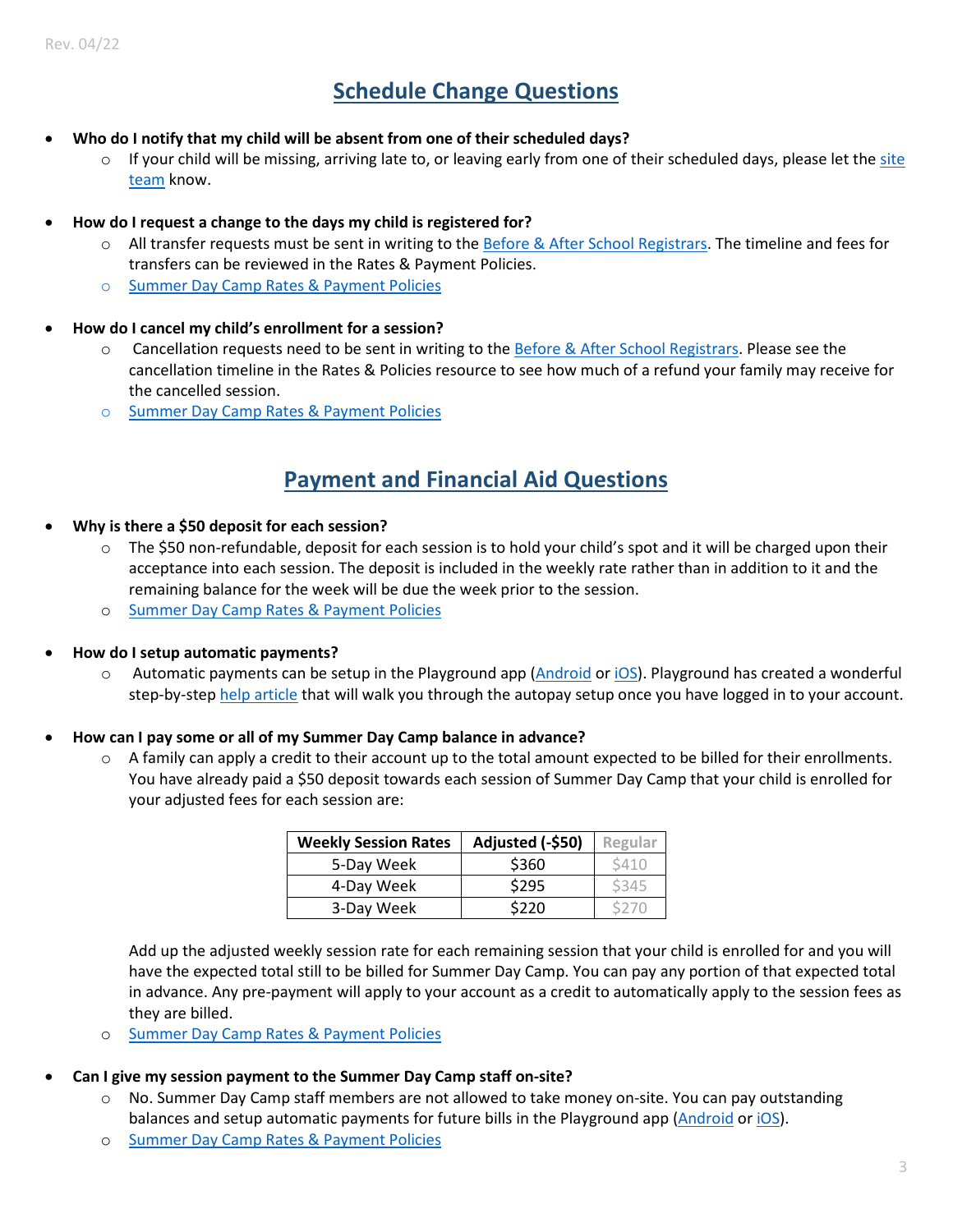## Schedule Change Questions

- **Who do I notify that my child will be absent from one of their scheduled days?**
  - If your child will be missing, arriving late to, or leaving early from one of their scheduled days, please let the site team know.

- **How do I request a change to the days my child is registered for?**
  - All transfer requests must be sent in writing to the Before & After School Registrars. The timeline and fees for transfers can be reviewed in the Rates & Payment Policies.
  - Summer Day Camp Rates & Payment Policies

- **How do I cancel my child's enrollment for a session?**
  - Cancellation requests need to be sent in writing to the Before & After School Registrars. Please see the cancellation timeline in the Rates & Policies resource to see how much of a refund your family may receive for the cancelled session.
  - Summer Day Camp Rates & Payment Policies

## Payment and Financial Aid Questions

- **Why is there a $50 deposit for each session?**
  - The $50 non-refundable, deposit for each session is to hold your child's spot and it will be charged upon their acceptance into each session. The deposit is included in the weekly rate rather than in addition to it and the remaining balance for the week will be due the week prior to the session.
  - Summer Day Camp Rates & Payment Policies

- **How do I setup automatic payments?**
  - Automatic payments can be setup in the Playground app (Android or iOS). Playground has created a wonderful step-by-step help article that will walk you through the autopay setup once you have logged in to your account.

- **How can I pay some or all of my Summer Day Camp balance in advance?**
  - A family can apply a credit to their account up to the total amount expected to be billed for their enrollments. You have already paid a $50 deposit towards each session of Summer Day Camp that your child is enrolled for your adjusted fees for each session are:

    | Weekly Session Rates | Adjusted (-$50) | Regular |
    |---|---|---|
    | 5-Day Week | $360 | $410 |
    | 4-Day Week | $295 | $345 |
    | 3-Day Week | $220 | $270 |

    Add up the adjusted weekly session rate for each remaining session that your child is enrolled for and you will have the expected total still to be billed for Summer Day Camp. You can pay any portion of that expected total in advance. Any pre-payment will apply to your account as a credit to automatically apply to the session fees as they are billed.
  - Summer Day Camp Rates & Payment Policies

- **Can I give my session payment to the Summer Day Camp staff on-site?**
  - No. Summer Day Camp staff members are not allowed to take money on-site. You can pay outstanding balances and setup automatic payments for future bills in the Playground app (Android or iOS).
  - Summer Day Camp Rates & Payment Policies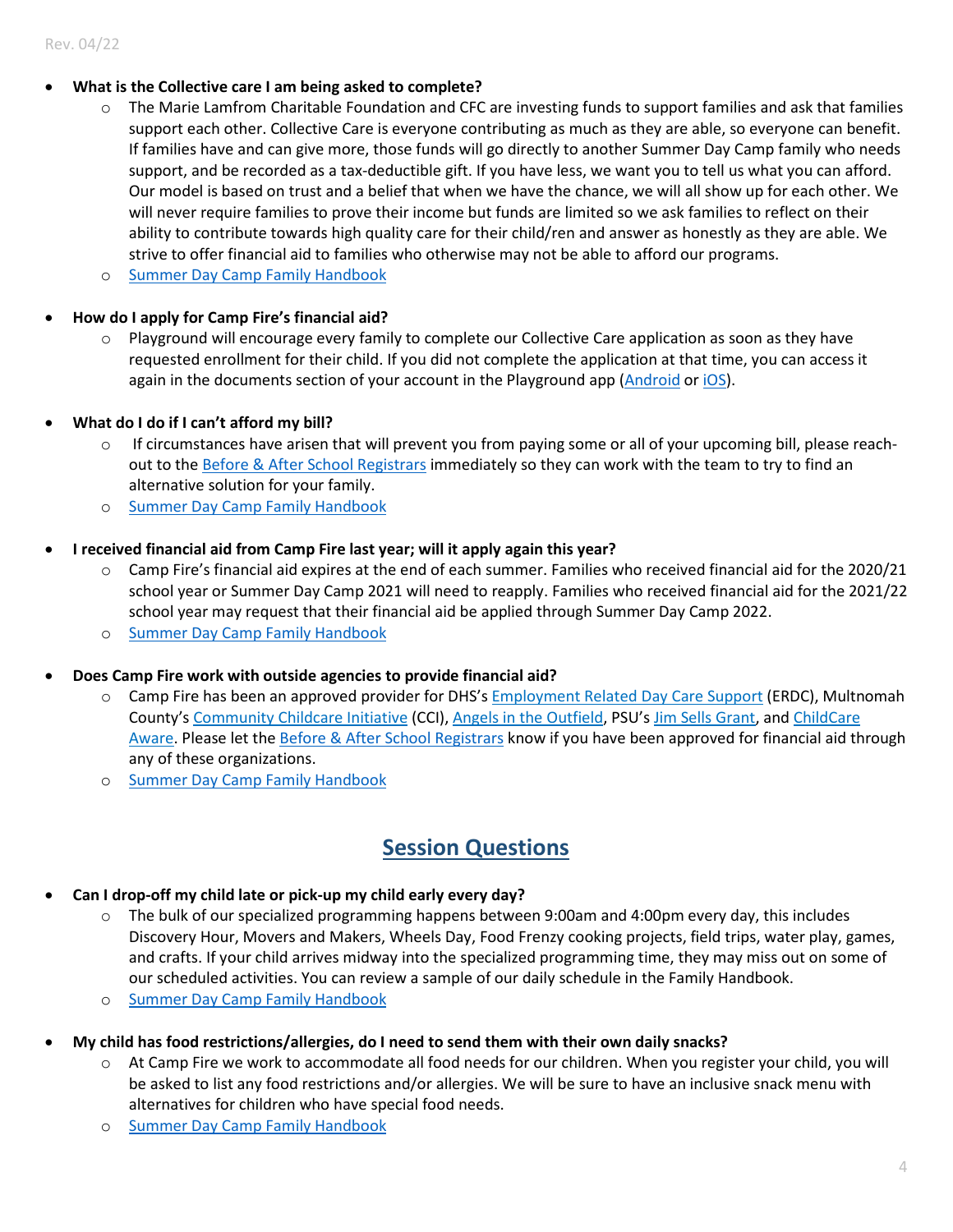- **What is the Collective care I am being asked to complete?**
  - The Marie Lamfrom Charitable Foundation and CFC are investing funds to support families and ask that families support each other. Collective Care is everyone contributing as much as they are able, so everyone can benefit. If families have and can give more, those funds will go directly to another Summer Day Camp family who needs support, and be recorded as a tax-deductible gift. If you have less, we want you to tell us what you can afford. Our model is based on trust and a belief that when we have the chance, we will all show up for each other. We will never require families to prove their income but funds are limited so we ask families to reflect on their ability to contribute towards high quality care for their child/ren and answer as honestly as they are able. We strive to offer financial aid to families who otherwise may not be able to afford our programs.
  - Summer Day Camp Family Handbook

- **How do I apply for Camp Fire's financial aid?**
  - Playground will encourage every family to complete our Collective Care application as soon as they have requested enrollment for their child. If you did not complete the application at that time, you can access it again in the documents section of your account in the Playground app (Android or iOS).

- **What do I do if I can't afford my bill?**
  - If circumstances have arisen that will prevent you from paying some or all of your upcoming bill, please reach-out to the Before & After School Registrars immediately so they can work with the team to try to find an alternative solution for your family.
  - Summer Day Camp Family Handbook

- **I received financial aid from Camp Fire last year; will it apply again this year?**
  - Camp Fire's financial aid expires at the end of each summer. Families who received financial aid for the 2020/21 school year or Summer Day Camp 2021 will need to reapply. Families who received financial aid for the 2021/22 school year may request that their financial aid be applied through Summer Day Camp 2022.
  - Summer Day Camp Family Handbook

- **Does Camp Fire work with outside agencies to provide financial aid?**
  - Camp Fire has been an approved provider for DHS's Employment Related Day Care Support (ERDC), Multnomah County's Community Childcare Initiative (CCI), Angels in the Outfield, PSU's Jim Sells Grant, and ChildCare Aware. Please let the Before & After School Registrars know if you have been approved for financial aid through any of these organizations.
  - Summer Day Camp Family Handbook

## Session Questions

- **Can I drop-off my child late or pick-up my child early every day?**
  - The bulk of our specialized programming happens between 9:00am and 4:00pm every day, this includes Discovery Hour, Movers and Makers, Wheels Day, Food Frenzy cooking projects, field trips, water play, games, and crafts. If your child arrives midway into the specialized programming time, they may miss out on some of our scheduled activities. You can review a sample of our daily schedule in the Family Handbook.
  - Summer Day Camp Family Handbook

- **My child has food restrictions/allergies, do I need to send them with their own daily snacks?**
  - At Camp Fire we work to accommodate all food needs for our children. When you register your child, you will be asked to list any food restrictions and/or allergies. We will be sure to have an inclusive snack menu with alternatives for children who have special food needs.
  - Summer Day Camp Family Handbook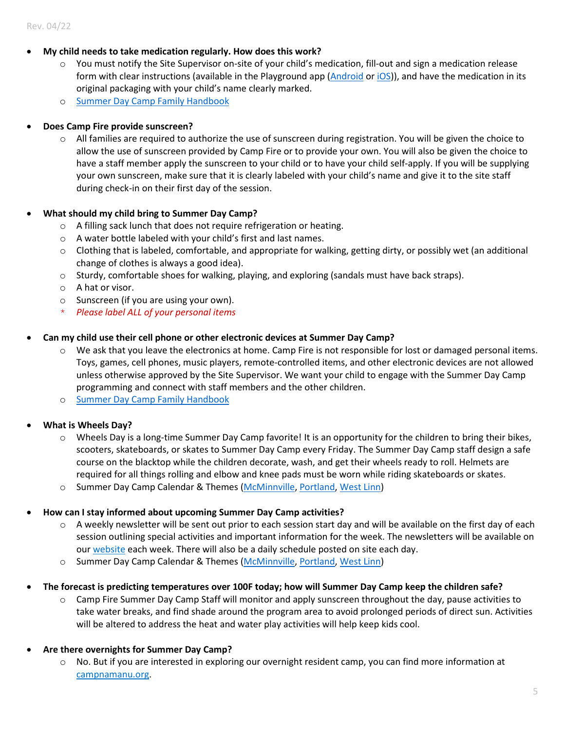- **My child needs to take medication regularly. How does this work?**
  - You must notify the Site Supervisor on-site of your child's medication, fill-out and sign a medication release form with clear instructions (available in the Playground app (Android or iOS)), and have the medication in its original packaging with your child's name clearly marked.
  - Summer Day Camp Family Handbook

- **Does Camp Fire provide sunscreen?**
  - All families are required to authorize the use of sunscreen during registration. You will be given the choice to allow the use of sunscreen provided by Camp Fire or to provide your own. You will also be given the choice to have a staff member apply the sunscreen to your child or to have your child self-apply. If you will be supplying your own sunscreen, make sure that it is clearly labeled with your child's name and give it to the site staff during check-in on their first day of the session.

- **What should my child bring to Summer Day Camp?**
  - A filling sack lunch that does not require refrigeration or heating.
  - A water bottle labeled with your child's first and last names.
  - Clothing that is labeled, comfortable, and appropriate for walking, getting dirty, or possibly wet (an additional change of clothes is always a good idea).
  - Sturdy, comfortable shoes for walking, playing, and exploring (sandals must have back straps).
  - A hat or visor.
  - Sunscreen (if you are using your own).
  - * *Please label ALL of your personal items*

- **Can my child use their cell phone or other electronic devices at Summer Day Camp?**
  - We ask that you leave the electronics at home. Camp Fire is not responsible for lost or damaged personal items. Toys, games, cell phones, music players, remote-controlled items, and other electronic devices are not allowed unless otherwise approved by the Site Supervisor. We want your child to engage with the Summer Day Camp programming and connect with staff members and the other children.
  - Summer Day Camp Family Handbook

- **What is Wheels Day?**
  - Wheels Day is a long-time Summer Day Camp favorite! It is an opportunity for the children to bring their bikes, scooters, skateboards, or skates to Summer Day Camp every Friday. The Summer Day Camp staff design a safe course on the blacktop while the children decorate, wash, and get their wheels ready to roll. Helmets are required for all things rolling and elbow and knee pads must be worn while riding skateboards or skates.
  - Summer Day Camp Calendar & Themes (McMinnville, Portland, West Linn)

- **How can I stay informed about upcoming Summer Day Camp activities?**
  - A weekly newsletter will be sent out prior to each session start day and will be available on the first day of each session outlining special activities and important information for the week. The newsletters will be available on our website each week. There will also be a daily schedule posted on site each day.
  - Summer Day Camp Calendar & Themes (McMinnville, Portland, West Linn)

- **The forecast is predicting temperatures over 100F today; how will Summer Day Camp keep the children safe?**
  - Camp Fire Summer Day Camp Staff will monitor and apply sunscreen throughout the day, pause activities to take water breaks, and find shade around the program area to avoid prolonged periods of direct sun. Activities will be altered to address the heat and water play activities will help keep kids cool.

- **Are there overnights for Summer Day Camp?**
  - No. But if you are interested in exploring our overnight resident camp, you can find more information at campnamanu.org.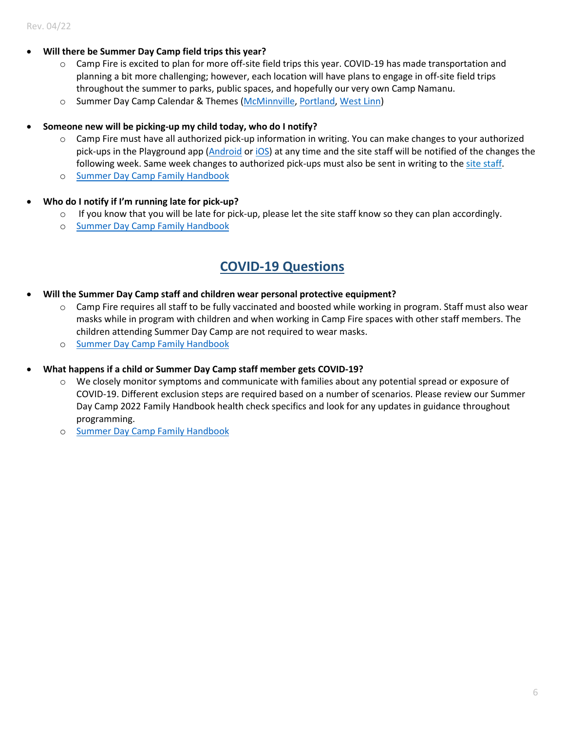- **Will there be Summer Day Camp field trips this year?**
    - Camp Fire is excited to plan for more off-site field trips this year. COVID-19 has made transportation and planning a bit more challenging; however, each location will have plans to engage in off-site field trips throughout the summer to parks, public spaces, and hopefully our very own Camp Namanu.
    - Summer Day Camp Calendar & Themes (McMinnville, Portland, West Linn)

- **Someone new will be picking-up my child today, who do I notify?**
    - Camp Fire must have all authorized pick-up information in writing. You can make changes to your authorized pick-ups in the Playground app (Android or iOS) at any time and the site staff will be notified of the changes the following week. Same week changes to authorized pick-ups must also be sent in writing to the site staff.
    - Summer Day Camp Family Handbook

- **Who do I notify if I'm running late for pick-up?**
    - If you know that you will be late for pick-up, please let the site staff know so they can plan accordingly.
    - Summer Day Camp Family Handbook

## COVID-19 Questions

- **Will the Summer Day Camp staff and children wear personal protective equipment?**
    - Camp Fire requires all staff to be fully vaccinated and boosted while working in program. Staff must also wear masks while in program with children and when working in Camp Fire spaces with other staff members. The children attending Summer Day Camp are not required to wear masks.
    - Summer Day Camp Family Handbook

- **What happens if a child or Summer Day Camp staff member gets COVID-19?**
    - We closely monitor symptoms and communicate with families about any potential spread or exposure of COVID-19. Different exclusion steps are required based on a number of scenarios. Please review our Summer Day Camp 2022 Family Handbook health check specifics and look for any updates in guidance throughout programming.
    - Summer Day Camp Family Handbook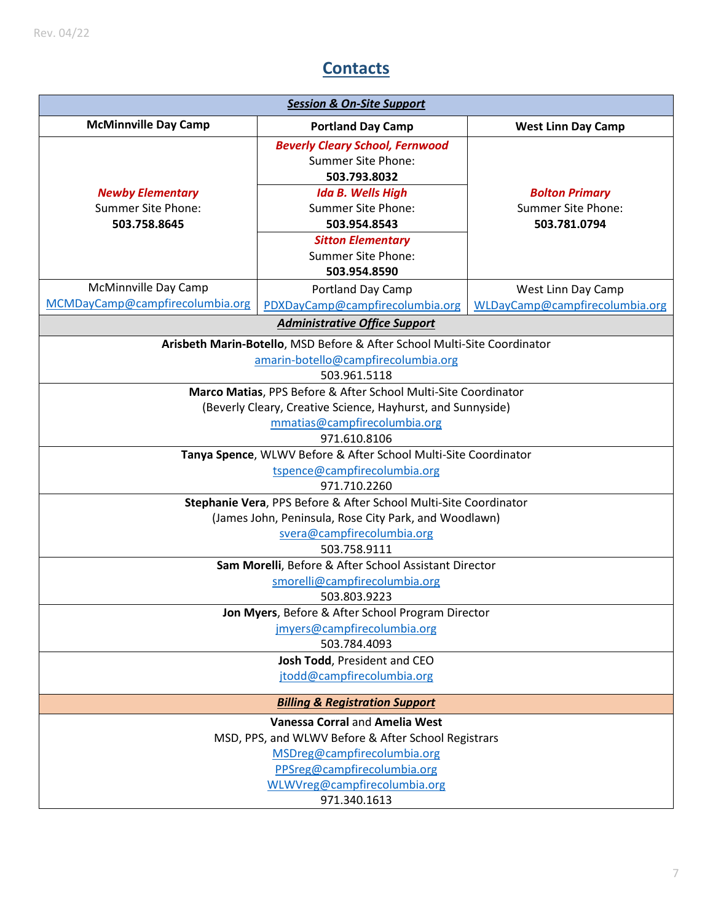# Contacts

| Session & On-Site Support | | |
|---|---|---|
| **McMinnville Day Camp** | **Portland Day Camp** | **West Linn Day Camp** |
| ***Newby Elementary*** Summer Site Phone: **503.758.8645** | ***Beverly Cleary School, Fernwood*** Summer Site Phone: **503.793.8032** | ***Bolton Primary*** Summer Site Phone: **503.781.0794** |
| | ***Ida B. Wells High*** Summer Site Phone: **503.954.8543** | |
| | ***Sitton Elementary*** Summer Site Phone: **503.954.8590** | |
| McMinnville Day Camp MCMDayCamp@campfirecolumbia.org | Portland Day Camp PDXDayCamp@campfirecolumbia.org | West Linn Day Camp WLDayCamp@campfirecolumbia.org |

| Administrative Office Support |
|---|
| **Arisbeth Marin-Botello**, MSD Before & After School Multi-Site Coordinator amarin-botello@campfirecolumbia.org 503.961.5118 |
| **Marco Matias**, PPS Before & After School Multi-Site Coordinator (Beverly Cleary, Creative Science, Hayhurst, and Sunnyside) mmatias@campfirecolumbia.org 971.610.8106 |
| **Tanya Spence**, WLWV Before & After School Multi-Site Coordinator tspence@campfirecolumbia.org 971.710.2260 |
| **Stephanie Vera**, PPS Before & After School Multi-Site Coordinator (James John, Peninsula, Rose City Park, and Woodlawn) svera@campfirecolumbia.org 503.758.9111 |
| **Sam Morelli**, Before & After School Assistant Director smorelli@campfirecolumbia.org 503.803.9223 |
| **Jon Myers**, Before & After School Program Director jmyers@campfirecolumbia.org 503.784.4093 |
| **Josh Todd**, President and CEO jtodd@campfirecolumbia.org |

| Billing & Registration Support |
|---|
| **Vanessa Corral** and **Amelia West** MSD, PPS, and WLWV Before & After School Registrars MSDreg@campfirecolumbia.org PPSreg@campfirecolumbia.org WLWVreg@campfirecolumbia.org 971.340.1613 |